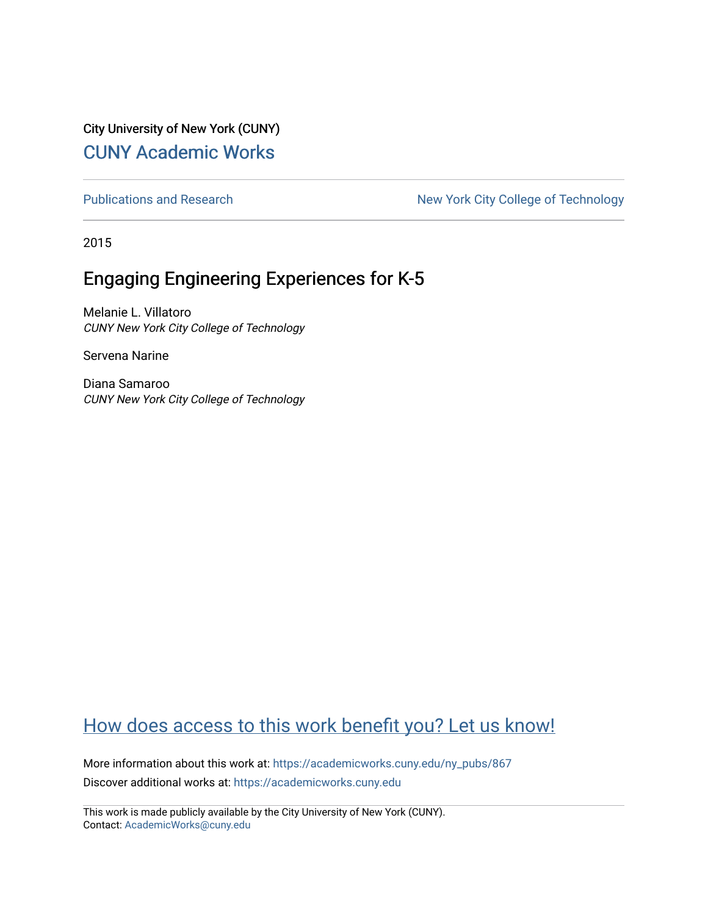City University of New York (CUNY)

## CUNY Academic Works

Publications and Research

New York City College of Technology

2015

# Engaging Engineering Experiences for K-5

Melanie L. Villatoro
*CUNY New York City College of Technology*

Servena Narine

Diana Samaroo
*CUNY New York City College of Technology*

How does access to this work benefit you? Let us know!

More information about this work at: https://academicworks.cuny.edu/ny_pubs/867

Discover additional works at: https://academicworks.cuny.edu

This work is made publicly available by the City University of New York (CUNY).
Contact: AcademicWorks@cuny.edu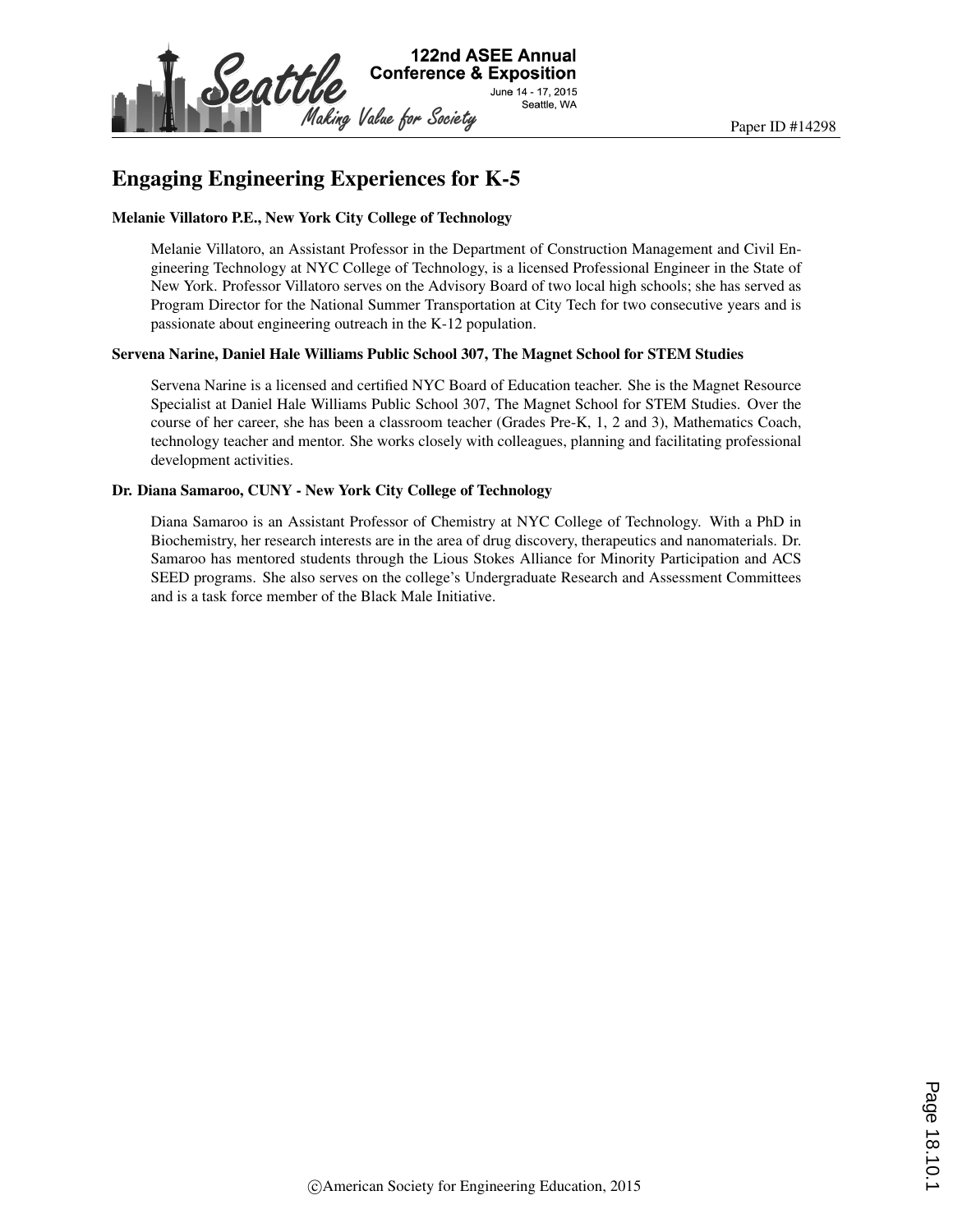# Engaging Engineering Experiences for K-5

**Melanie Villatoro P.E., New York City College of Technology**

Melanie Villatoro, an Assistant Professor in the Department of Construction Management and Civil Engineering Technology at NYC College of Technology, is a licensed Professional Engineer in the State of New York. Professor Villatoro serves on the Advisory Board of two local high schools; she has served as Program Director for the National Summer Transportation at City Tech for two consecutive years and is passionate about engineering outreach in the K-12 population.

**Servena Narine, Daniel Hale Williams Public School 307, The Magnet School for STEM Studies**

Servena Narine is a licensed and certified NYC Board of Education teacher. She is the Magnet Resource Specialist at Daniel Hale Williams Public School 307, The Magnet School for STEM Studies. Over the course of her career, she has been a classroom teacher (Grades Pre-K, 1, 2 and 3), Mathematics Coach, technology teacher and mentor. She works closely with colleagues, planning and facilitating professional development activities.

**Dr. Diana Samaroo, CUNY - New York City College of Technology**

Diana Samaroo is an Assistant Professor of Chemistry at NYC College of Technology. With a PhD in Biochemistry, her research interests are in the area of drug discovery, therapeutics and nanomaterials. Dr. Samaroo has mentored students through the Lious Stokes Alliance for Minority Participation and ACS SEED programs. She also serves on the college's Undergraduate Research and Assessment Committees and is a task force member of the Black Male Initiative.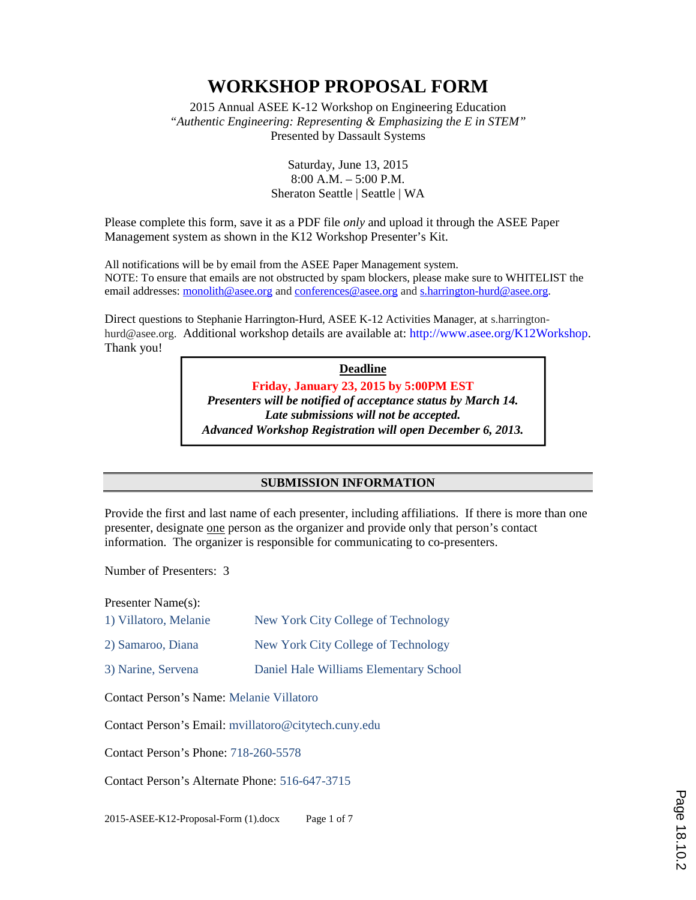# WORKSHOP PROPOSAL FORM

2015 Annual ASEE K-12 Workshop on Engineering Education
*"Authentic Engineering: Representing & Emphasizing the E in STEM"*
Presented by Dassault Systems

Saturday, June 13, 2015
8:00 A.M. – 5:00 P.M.
Sheraton Seattle | Seattle | WA

Please complete this form, save it as a PDF file *only* and upload it through the ASEE Paper Management system as shown in the K12 Workshop Presenter's Kit.

All notifications will be by email from the ASEE Paper Management system.
NOTE: To ensure that emails are not obstructed by spam blockers, please make sure to WHITELIST the email addresses: monolith@asee.org and conferences@asee.org and s.harrington-hurd@asee.org.

Direct questions to Stephanie Harrington-Hurd, ASEE K-12 Activities Manager, at s.harrington-hurd@asee.org. Additional workshop details are available at: http://www.asee.org/K12Workshop. Thank you!

**Deadline**

**Friday, January 23, 2015 by 5:00PM EST**
***Presenters will be notified of acceptance status by March 14.***
***Late submissions will not be accepted.***
***Advanced Workshop Registration will open December 6, 2013.***

## SUBMISSION INFORMATION

Provide the first and last name of each presenter, including affiliations. If there is more than one presenter, designate one person as the organizer and provide only that person's contact information. The organizer is responsible for communicating to co-presenters.

Number of Presenters: 3

Presenter Name(s):

1) Villatoro, Melanie — New York City College of Technology
2) Samaroo, Diana — New York City College of Technology
3) Narine, Servena — Daniel Hale Williams Elementary School

Contact Person's Name: Melanie Villatoro

Contact Person's Email: mvillatoro@citytech.cuny.edu

Contact Person's Phone: 718-260-5578

Contact Person's Alternate Phone: 516-647-3715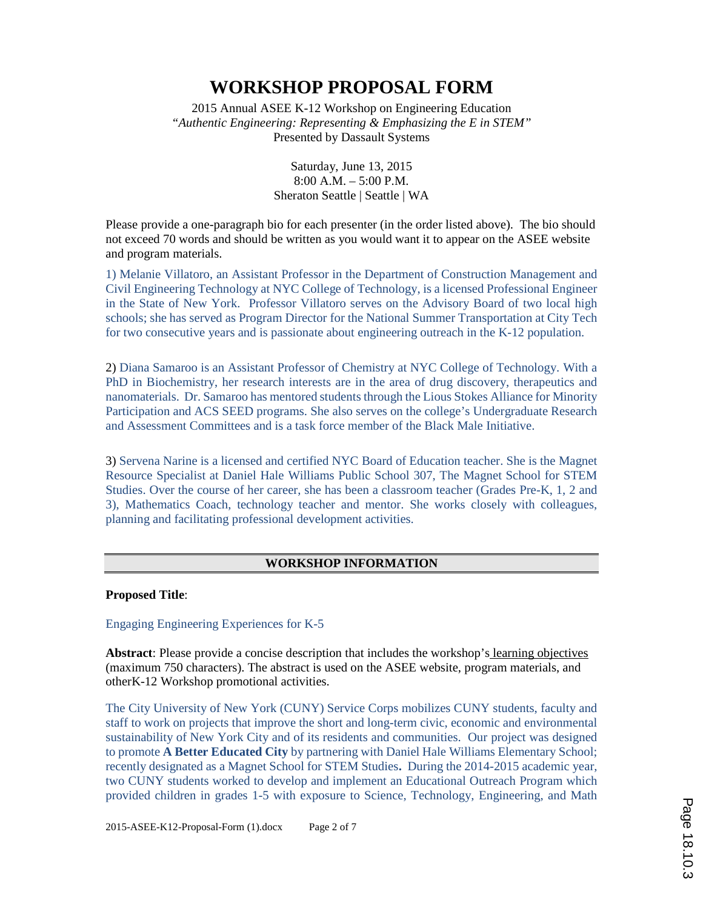# WORKSHOP PROPOSAL FORM

2015 Annual ASEE K-12 Workshop on Engineering Education
*"Authentic Engineering: Representing & Emphasizing the E in STEM"*
Presented by Dassault Systems

Saturday, June 13, 2015
8:00 A.M. – 5:00 P.M.
Sheraton Seattle | Seattle | WA

Please provide a one-paragraph bio for each presenter (in the order listed above). The bio should not exceed 70 words and should be written as you would want it to appear on the ASEE website and program materials.

1) Melanie Villatoro, an Assistant Professor in the Department of Construction Management and Civil Engineering Technology at NYC College of Technology, is a licensed Professional Engineer in the State of New York. Professor Villatoro serves on the Advisory Board of two local high schools; she has served as Program Director for the National Summer Transportation at City Tech for two consecutive years and is passionate about engineering outreach in the K-12 population.

2) Diana Samaroo is an Assistant Professor of Chemistry at NYC College of Technology. With a PhD in Biochemistry, her research interests are in the area of drug discovery, therapeutics and nanomaterials. Dr. Samaroo has mentored students through the Lious Stokes Alliance for Minority Participation and ACS SEED programs. She also serves on the college's Undergraduate Research and Assessment Committees and is a task force member of the Black Male Initiative.

3) Servena Narine is a licensed and certified NYC Board of Education teacher. She is the Magnet Resource Specialist at Daniel Hale Williams Public School 307, The Magnet School for STEM Studies. Over the course of her career, she has been a classroom teacher (Grades Pre-K, 1, 2 and 3), Mathematics Coach, technology teacher and mentor. She works closely with colleagues, planning and facilitating professional development activities.

## WORKSHOP INFORMATION

**Proposed Title**:

Engaging Engineering Experiences for K-5

**Abstract**: Please provide a concise description that includes the workshop's learning objectives (maximum 750 characters). The abstract is used on the ASEE website, program materials, and otherK-12 Workshop promotional activities.

The City University of New York (CUNY) Service Corps mobilizes CUNY students, faculty and staff to work on projects that improve the short and long-term civic, economic and environmental sustainability of New York City and of its residents and communities. Our project was designed to promote **A Better Educated City** by partnering with Daniel Hale Williams Elementary School; recently designated as a Magnet School for STEM Studies**.** During the 2014-2015 academic year, two CUNY students worked to develop and implement an Educational Outreach Program which provided children in grades 1-5 with exposure to Science, Technology, Engineering, and Math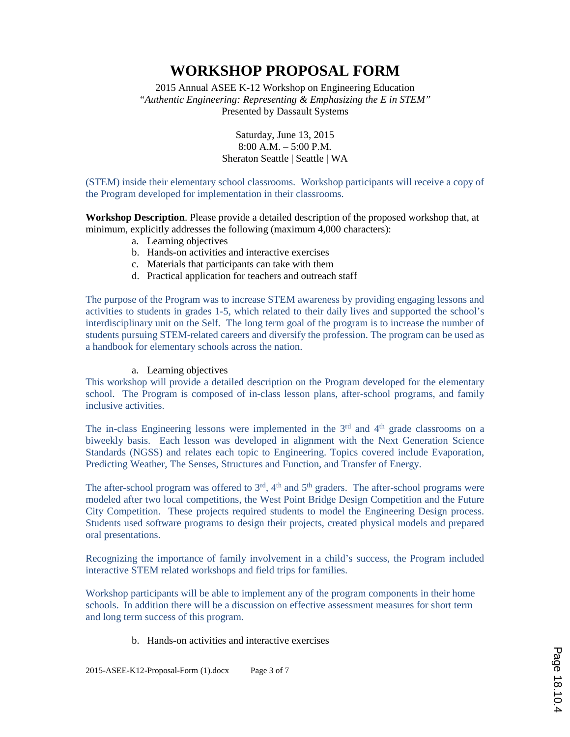# WORKSHOP PROPOSAL FORM

2015 Annual ASEE K-12 Workshop on Engineering Education
*"Authentic Engineering: Representing & Emphasizing the E in STEM"*
Presented by Dassault Systems

Saturday, June 13, 2015
8:00 A.M. – 5:00 P.M.
Sheraton Seattle | Seattle | WA

(STEM) inside their elementary school classrooms. Workshop participants will receive a copy of the Program developed for implementation in their classrooms.

**Workshop Description**. Please provide a detailed description of the proposed workshop that, at minimum, explicitly addresses the following (maximum 4,000 characters):

a. Learning objectives
b. Hands-on activities and interactive exercises
c. Materials that participants can take with them
d. Practical application for teachers and outreach staff

The purpose of the Program was to increase STEM awareness by providing engaging lessons and activities to students in grades 1-5, which related to their daily lives and supported the school's interdisciplinary unit on the Self. The long term goal of the program is to increase the number of students pursuing STEM-related careers and diversify the profession. The program can be used as a handbook for elementary schools across the nation.

a. Learning objectives

This workshop will provide a detailed description on the Program developed for the elementary school. The Program is composed of in-class lesson plans, after-school programs, and family inclusive activities.

The in-class Engineering lessons were implemented in the 3rd and 4th grade classrooms on a biweekly basis. Each lesson was developed in alignment with the Next Generation Science Standards (NGSS) and relates each topic to Engineering. Topics covered include Evaporation, Predicting Weather, The Senses, Structures and Function, and Transfer of Energy.

The after-school program was offered to 3rd, 4th and 5th graders. The after-school programs were modeled after two local competitions, the West Point Bridge Design Competition and the Future City Competition. These projects required students to model the Engineering Design process. Students used software programs to design their projects, created physical models and prepared oral presentations.

Recognizing the importance of family involvement in a child's success, the Program included interactive STEM related workshops and field trips for families.

Workshop participants will be able to implement any of the program components in their home schools. In addition there will be a discussion on effective assessment measures for short term and long term success of this program.

b. Hands-on activities and interactive exercises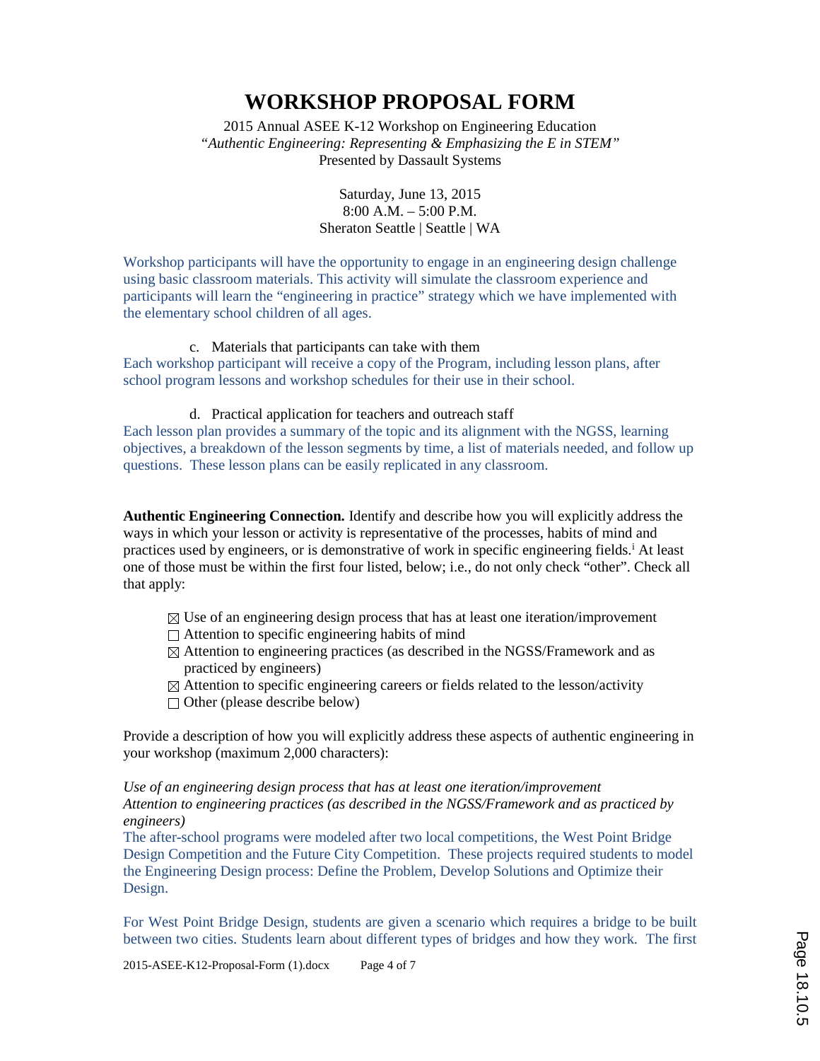# WORKSHOP PROPOSAL FORM

2015 Annual ASEE K-12 Workshop on Engineering Education
*"Authentic Engineering: Representing & Emphasizing the E in STEM"*
Presented by Dassault Systems

Saturday, June 13, 2015
8:00 A.M. – 5:00 P.M.
Sheraton Seattle | Seattle | WA

Workshop participants will have the opportunity to engage in an engineering design challenge using basic classroom materials. This activity will simulate the classroom experience and participants will learn the "engineering in practice" strategy which we have implemented with the elementary school children of all ages.

c. Materials that participants can take with them

Each workshop participant will receive a copy of the Program, including lesson plans, after school program lessons and workshop schedules for their use in their school.

d. Practical application for teachers and outreach staff

Each lesson plan provides a summary of the topic and its alignment with the NGSS, learning objectives, a breakdown of the lesson segments by time, a list of materials needed, and follow up questions. These lesson plans can be easily replicated in any classroom.

**Authentic Engineering Connection.** Identify and describe how you will explicitly address the ways in which your lesson or activity is representative of the processes, habits of mind and practices used by engineers, or is demonstrative of work in specific engineering fields.[i] At least one of those must be within the first four listed, below; i.e., do not only check "other". Check all that apply:

- ☒ Use of an engineering design process that has at least one iteration/improvement
- ☐ Attention to specific engineering habits of mind
- ☒ Attention to engineering practices (as described in the NGSS/Framework and as practiced by engineers)
- ☒ Attention to specific engineering careers or fields related to the lesson/activity
- ☐ Other (please describe below)

Provide a description of how you will explicitly address these aspects of authentic engineering in your workshop (maximum 2,000 characters):

*Use of an engineering design process that has at least one iteration/improvement*
*Attention to engineering practices (as described in the NGSS/Framework and as practiced by engineers)*

The after-school programs were modeled after two local competitions, the West Point Bridge Design Competition and the Future City Competition. These projects required students to model the Engineering Design process: Define the Problem, Develop Solutions and Optimize their Design.

For West Point Bridge Design, students are given a scenario which requires a bridge to be built between two cities. Students learn about different types of bridges and how they work. The first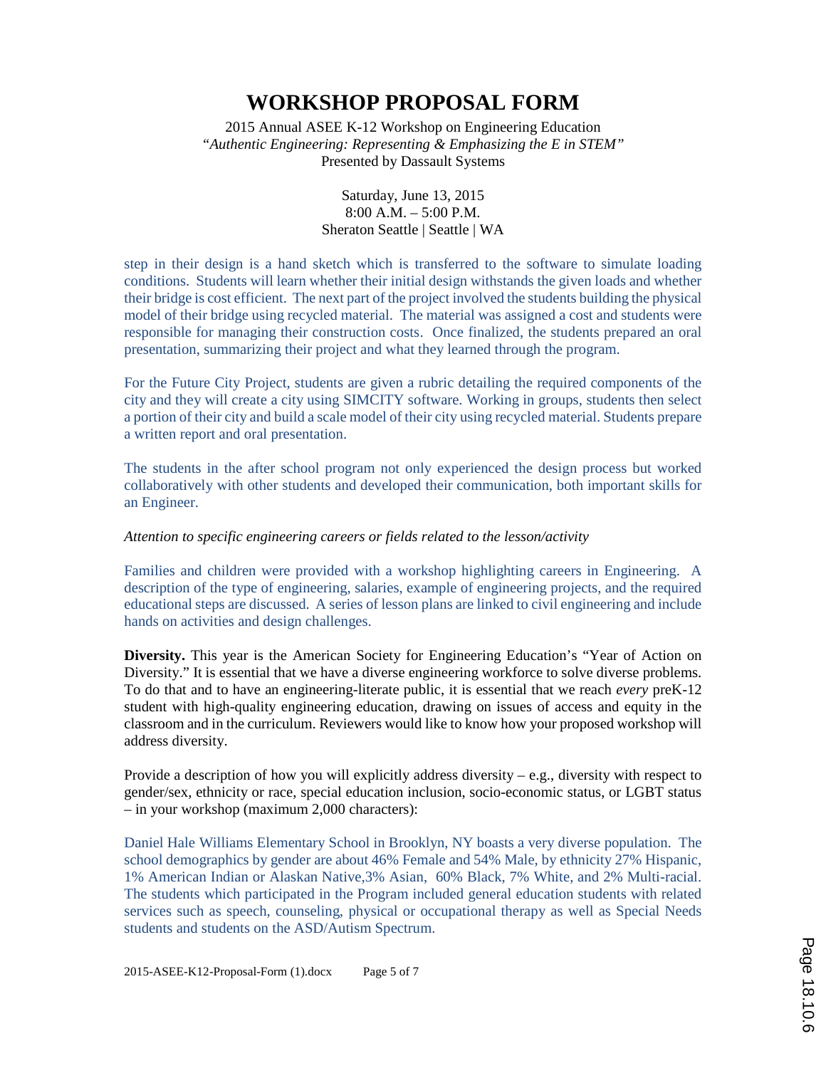# WORKSHOP PROPOSAL FORM

2015 Annual ASEE K-12 Workshop on Engineering Education
*"Authentic Engineering: Representing & Emphasizing the E in STEM"*
Presented by Dassault Systems

Saturday, June 13, 2015
8:00 A.M. – 5:00 P.M.
Sheraton Seattle | Seattle | WA

step in their design is a hand sketch which is transferred to the software to simulate loading conditions. Students will learn whether their initial design withstands the given loads and whether their bridge is cost efficient. The next part of the project involved the students building the physical model of their bridge using recycled material. The material was assigned a cost and students were responsible for managing their construction costs. Once finalized, the students prepared an oral presentation, summarizing their project and what they learned through the program.

For the Future City Project, students are given a rubric detailing the required components of the city and they will create a city using SIMCITY software. Working in groups, students then select a portion of their city and build a scale model of their city using recycled material. Students prepare a written report and oral presentation.

The students in the after school program not only experienced the design process but worked collaboratively with other students and developed their communication, both important skills for an Engineer.

*Attention to specific engineering careers or fields related to the lesson/activity*

Families and children were provided with a workshop highlighting careers in Engineering. A description of the type of engineering, salaries, example of engineering projects, and the required educational steps are discussed. A series of lesson plans are linked to civil engineering and include hands on activities and design challenges.

**Diversity.** This year is the American Society for Engineering Education's "Year of Action on Diversity." It is essential that we have a diverse engineering workforce to solve diverse problems. To do that and to have an engineering-literate public, it is essential that we reach *every* preK-12 student with high-quality engineering education, drawing on issues of access and equity in the classroom and in the curriculum. Reviewers would like to know how your proposed workshop will address diversity.

Provide a description of how you will explicitly address diversity – e.g., diversity with respect to gender/sex, ethnicity or race, special education inclusion, socio-economic status, or LGBT status – in your workshop (maximum 2,000 characters):

Daniel Hale Williams Elementary School in Brooklyn, NY boasts a very diverse population. The school demographics by gender are about 46% Female and 54% Male, by ethnicity 27% Hispanic, 1% American Indian or Alaskan Native,3% Asian, 60% Black, 7% White, and 2% Multi-racial. The students which participated in the Program included general education students with related services such as speech, counseling, physical or occupational therapy as well as Special Needs students and students on the ASD/Autism Spectrum.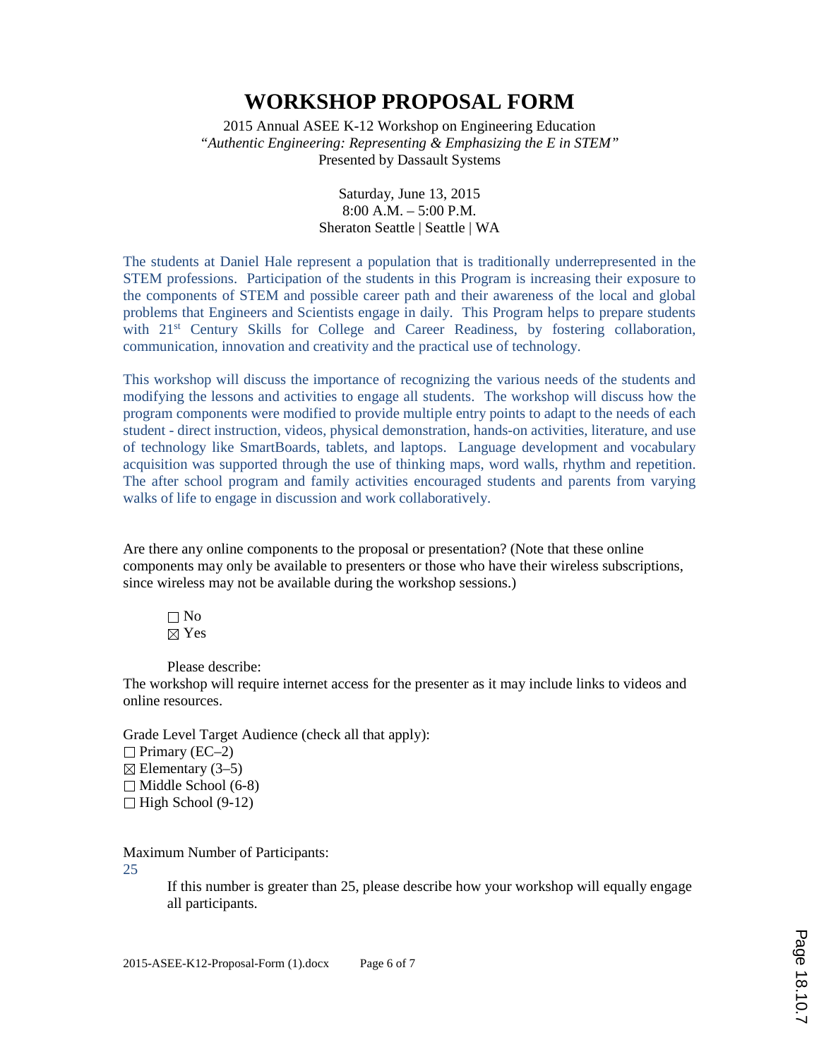# WORKSHOP PROPOSAL FORM

2015 Annual ASEE K-12 Workshop on Engineering Education
*"Authentic Engineering: Representing & Emphasizing the E in STEM"*
Presented by Dassault Systems

Saturday, June 13, 2015
8:00 A.M. – 5:00 P.M.
Sheraton Seattle | Seattle | WA

The students at Daniel Hale represent a population that is traditionally underrepresented in the STEM professions. Participation of the students in this Program is increasing their exposure to the components of STEM and possible career path and their awareness of the local and global problems that Engineers and Scientists engage in daily. This Program helps to prepare students with 21st Century Skills for College and Career Readiness, by fostering collaboration, communication, innovation and creativity and the practical use of technology.

This workshop will discuss the importance of recognizing the various needs of the students and modifying the lessons and activities to engage all students. The workshop will discuss how the program components were modified to provide multiple entry points to adapt to the needs of each student - direct instruction, videos, physical demonstration, hands-on activities, literature, and use of technology like SmartBoards, tablets, and laptops. Language development and vocabulary acquisition was supported through the use of thinking maps, word walls, rhythm and repetition. The after school program and family activities encouraged students and parents from varying walks of life to engage in discussion and work collaboratively.

Are there any online components to the proposal or presentation? (Note that these online components may only be available to presenters or those who have their wireless subscriptions, since wireless may not be available during the workshop sessions.)

- ☐ No
- ☒ Yes

Please describe:
The workshop will require internet access for the presenter as it may include links to videos and online resources.

Grade Level Target Audience (check all that apply):
- ☐ Primary (EC–2)
- ☒ Elementary (3–5)
- ☐ Middle School (6-8)
- ☐ High School (9-12)

Maximum Number of Participants:
25

If this number is greater than 25, please describe how your workshop will equally engage all participants.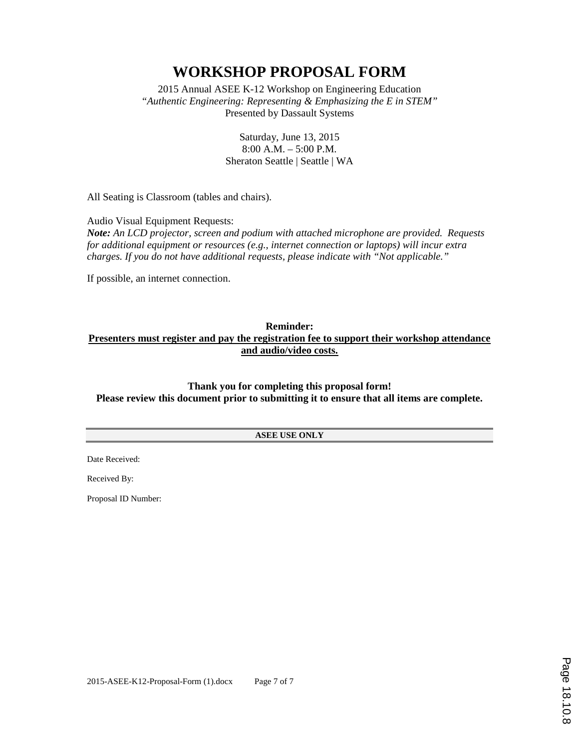# WORKSHOP PROPOSAL FORM

2015 Annual ASEE K-12 Workshop on Engineering Education
*"Authentic Engineering: Representing & Emphasizing the E in STEM"*
Presented by Dassault Systems

Saturday, June 13, 2015
8:00 A.M. – 5:00 P.M.
Sheraton Seattle | Seattle | WA

All Seating is Classroom (tables and chairs).

Audio Visual Equipment Requests:
***Note:*** *An LCD projector, screen and podium with attached microphone are provided. Requests for additional equipment or resources (e.g., internet connection or laptops) will incur extra charges. If you do not have additional requests, please indicate with "Not applicable."*

If possible, an internet connection.

**Reminder:**
**Presenters must register and pay the registration fee to support their workshop attendance and audio/video costs.**

**Thank you for completing this proposal form!**
**Please review this document prior to submitting it to ensure that all items are complete.**

---

**ASEE USE ONLY**

---

Date Received:

Received By:

Proposal ID Number: